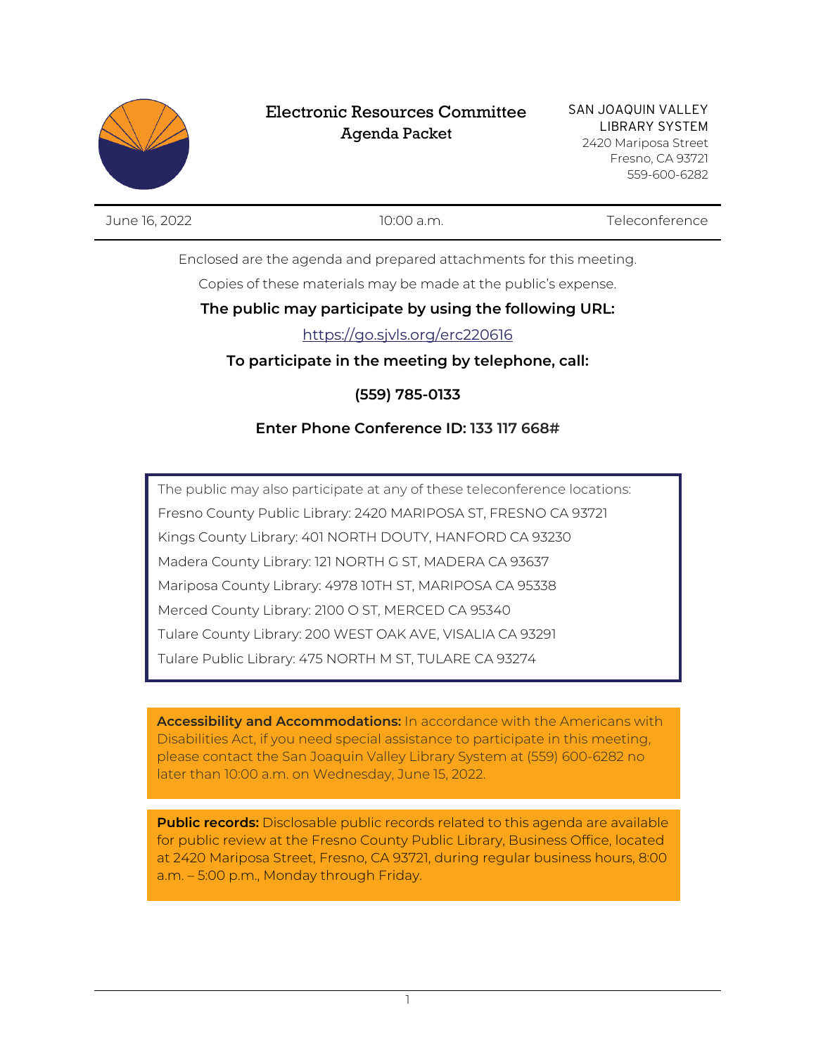# Electronic Resources Committee Agenda Packet

SAN JOAQUIN VALLEY LIBRARY SYSTEM
2420 Mariposa Street
Fresno, CA 93721
559-600-6282

| June 16, 2022 | 10:00 a.m. | Teleconference |
|---|---|---|

Enclosed are the agenda and prepared attachments for this meeting.

Copies of these materials may be made at the public's expense.

**The public may participate by using the following URL:**

https://go.sjvls.org/erc220616

**To participate in the meeting by telephone, call:**

**(559) 785-0133**

**Enter Phone Conference ID: 133 117 668#**

The public may also participate at any of these teleconference locations:

Fresno County Public Library: 2420 MARIPOSA ST, FRESNO CA 93721

Kings County Library: 401 NORTH DOUTY, HANFORD CA 93230

Madera County Library: 121 NORTH G ST, MADERA CA 93637

Mariposa County Library: 4978 10TH ST, MARIPOSA CA 95338

Merced County Library: 2100 O ST, MERCED CA 95340

Tulare County Library: 200 WEST OAK AVE, VISALIA CA 93291

Tulare Public Library: 475 NORTH M ST, TULARE CA 93274

**Accessibility and Accommodations:** In accordance with the Americans with Disabilities Act, if you need special assistance to participate in this meeting, please contact the San Joaquin Valley Library System at (559) 600-6282 no later than 10:00 a.m. on Wednesday, June 15, 2022.

**Public records:** Disclosable public records related to this agenda are available for public review at the Fresno County Public Library, Business Office, located at 2420 Mariposa Street, Fresno, CA 93721, during regular business hours, 8:00 a.m. – 5:00 p.m., Monday through Friday.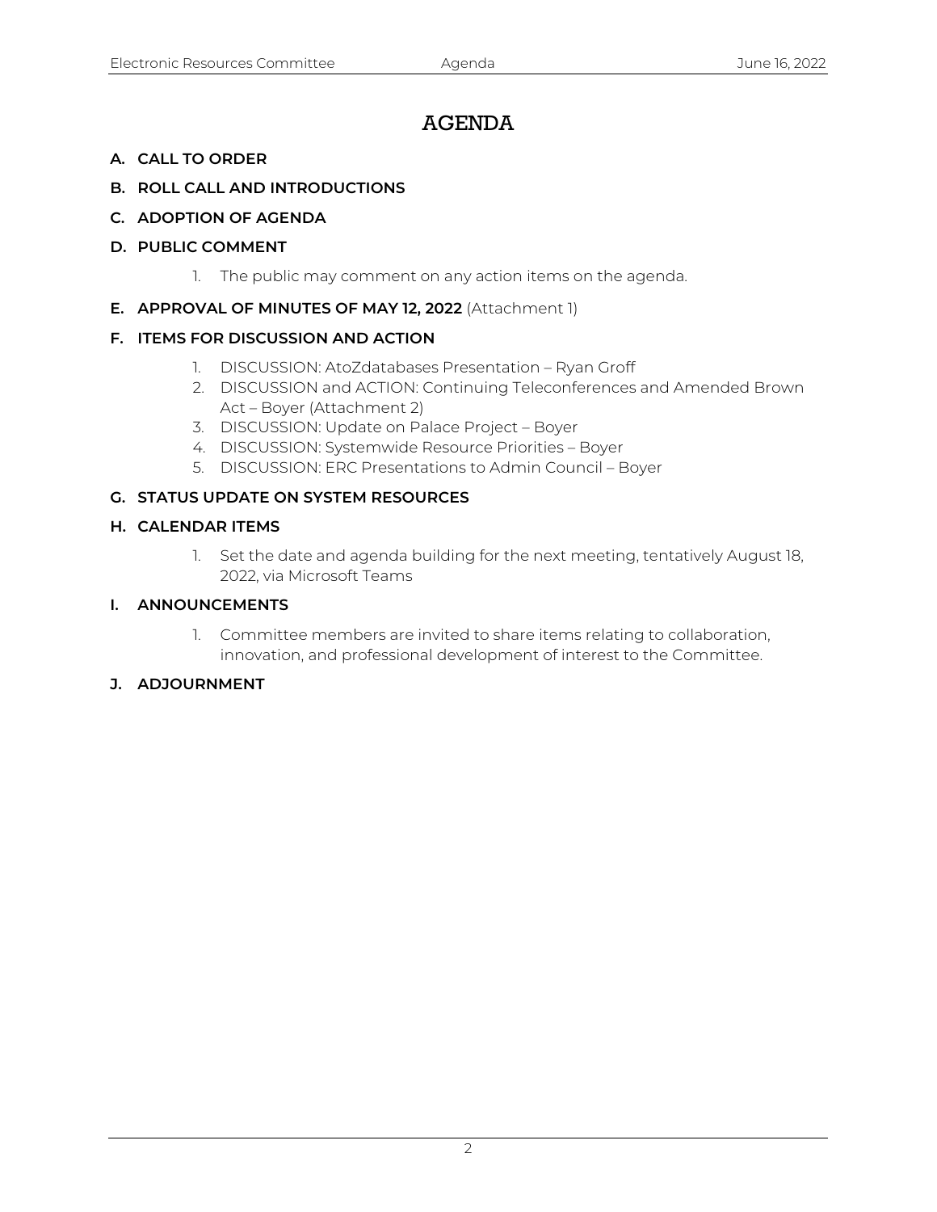# AGENDA

**A. CALL TO ORDER**

**B. ROLL CALL AND INTRODUCTIONS**

**C. ADOPTION OF AGENDA**

**D. PUBLIC COMMENT**

1. The public may comment on any action items on the agenda.

**E. APPROVAL OF MINUTES OF MAY 12, 2022** (Attachment 1)

**F. ITEMS FOR DISCUSSION AND ACTION**

1. DISCUSSION: AtoZdatabases Presentation – Ryan Groff
2. DISCUSSION and ACTION: Continuing Teleconferences and Amended Brown Act – Boyer (Attachment 2)
3. DISCUSSION: Update on Palace Project – Boyer
4. DISCUSSION: Systemwide Resource Priorities – Boyer
5. DISCUSSION: ERC Presentations to Admin Council – Boyer

**G. STATUS UPDATE ON SYSTEM RESOURCES**

**H. CALENDAR ITEMS**

1. Set the date and agenda building for the next meeting, tentatively August 18, 2022, via Microsoft Teams

**I. ANNOUNCEMENTS**

1. Committee members are invited to share items relating to collaboration, innovation, and professional development of interest to the Committee.

**J. ADJOURNMENT**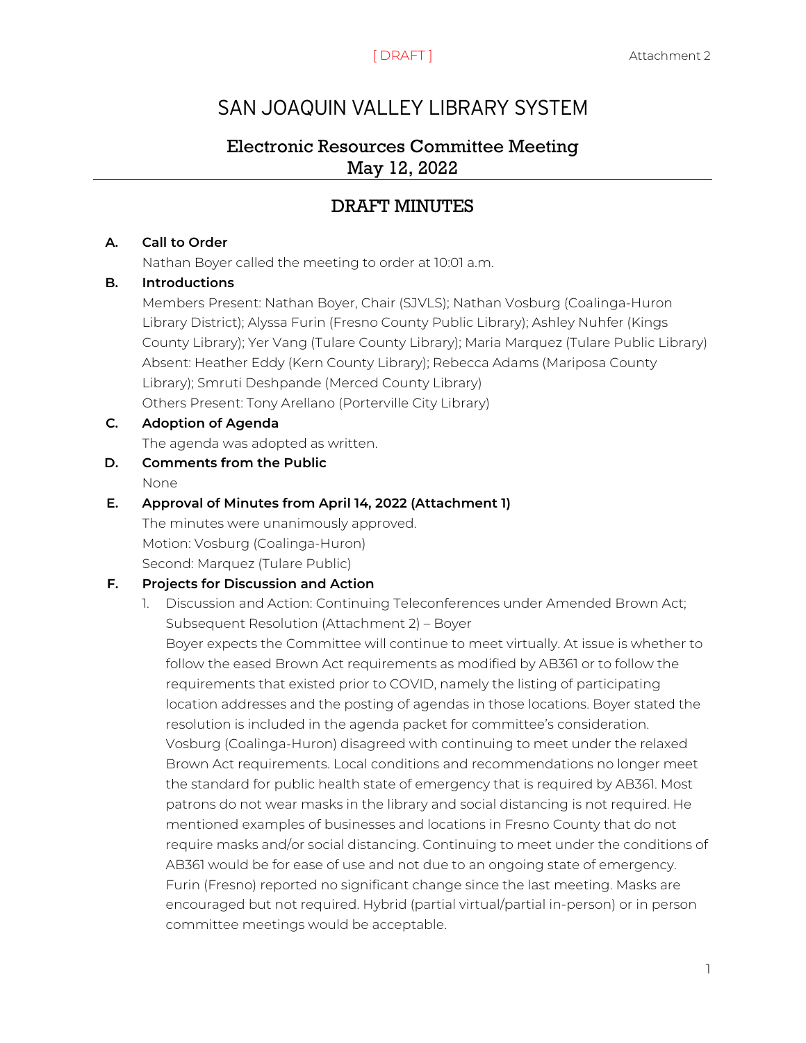[ DRAFT ]

Attachment 2

# SAN JOAQUIN VALLEY LIBRARY SYSTEM

## Electronic Resources Committee Meeting
## May 12, 2022

## DRAFT MINUTES

**A. Call to Order**

Nathan Boyer called the meeting to order at 10:01 a.m.

**B. Introductions**

Members Present: Nathan Boyer, Chair (SJVLS); Nathan Vosburg (Coalinga-Huron Library District); Alyssa Furin (Fresno County Public Library); Ashley Nuhfer (Kings County Library); Yer Vang (Tulare County Library); Maria Marquez (Tulare Public Library)
Absent: Heather Eddy (Kern County Library); Rebecca Adams (Mariposa County Library); Smruti Deshpande (Merced County Library)
Others Present: Tony Arellano (Porterville City Library)

**C. Adoption of Agenda**

The agenda was adopted as written.

**D. Comments from the Public**

None

**E. Approval of Minutes from April 14, 2022 (Attachment 1)**

The minutes were unanimously approved.
Motion: Vosburg (Coalinga-Huron)
Second: Marquez (Tulare Public)

**F. Projects for Discussion and Action**

1. Discussion and Action: Continuing Teleconferences under Amended Brown Act; Subsequent Resolution (Attachment 2) – Boyer

   Boyer expects the Committee will continue to meet virtually. At issue is whether to follow the eased Brown Act requirements as modified by AB361 or to follow the requirements that existed prior to COVID, namely the listing of participating location addresses and the posting of agendas in those locations. Boyer stated the resolution is included in the agenda packet for committee's consideration.
   Vosburg (Coalinga-Huron) disagreed with continuing to meet under the relaxed Brown Act requirements. Local conditions and recommendations no longer meet the standard for public health state of emergency that is required by AB361. Most patrons do not wear masks in the library and social distancing is not required. He mentioned examples of businesses and locations in Fresno County that do not require masks and/or social distancing. Continuing to meet under the conditions of AB361 would be for ease of use and not due to an ongoing state of emergency.
   Furin (Fresno) reported no significant change since the last meeting. Masks are encouraged but not required. Hybrid (partial virtual/partial in-person) or in person committee meetings would be acceptable.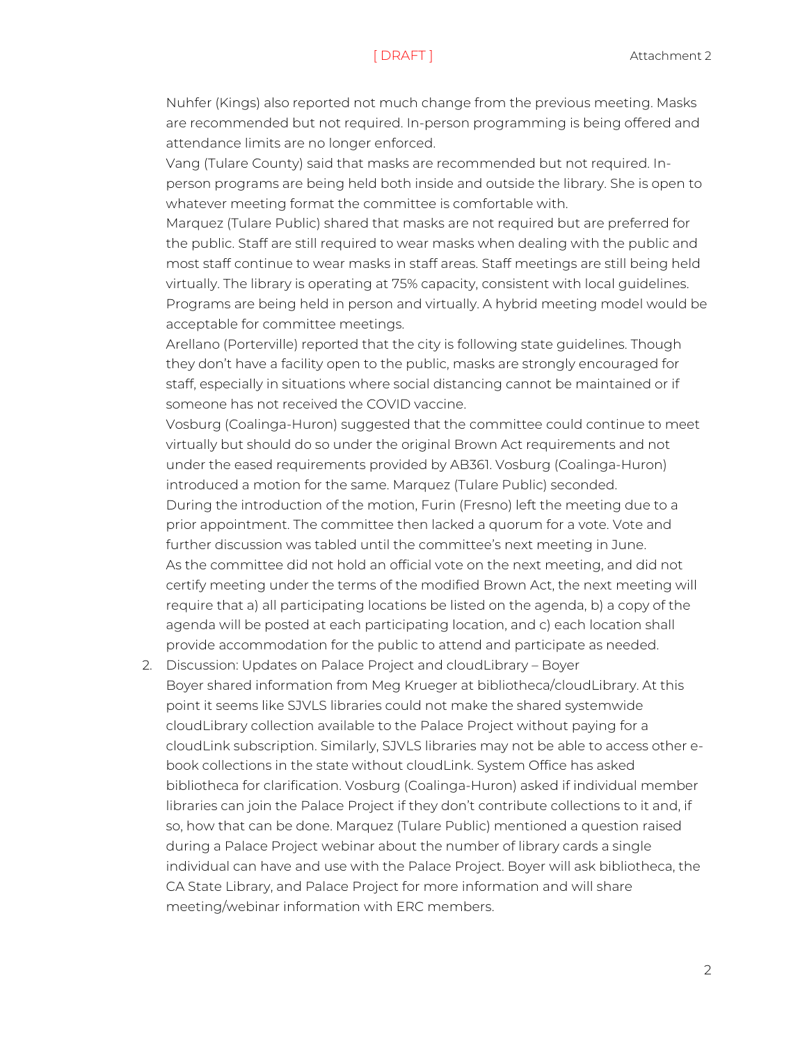Nuhfer (Kings) also reported not much change from the previous meeting. Masks are recommended but not required. In-person programming is being offered and attendance limits are no longer enforced.

Vang (Tulare County) said that masks are recommended but not required. In-person programs are being held both inside and outside the library. She is open to whatever meeting format the committee is comfortable with.

Marquez (Tulare Public) shared that masks are not required but are preferred for the public. Staff are still required to wear masks when dealing with the public and most staff continue to wear masks in staff areas. Staff meetings are still being held virtually. The library is operating at 75% capacity, consistent with local guidelines. Programs are being held in person and virtually. A hybrid meeting model would be acceptable for committee meetings.

Arellano (Porterville) reported that the city is following state guidelines. Though they don't have a facility open to the public, masks are strongly encouraged for staff, especially in situations where social distancing cannot be maintained or if someone has not received the COVID vaccine.

Vosburg (Coalinga-Huron) suggested that the committee could continue to meet virtually but should do so under the original Brown Act requirements and not under the eased requirements provided by AB361. Vosburg (Coalinga-Huron) introduced a motion for the same. Marquez (Tulare Public) seconded.

During the introduction of the motion, Furin (Fresno) left the meeting due to a prior appointment. The committee then lacked a quorum for a vote. Vote and further discussion was tabled until the committee's next meeting in June.

As the committee did not hold an official vote on the next meeting, and did not certify meeting under the terms of the modified Brown Act, the next meeting will require that a) all participating locations be listed on the agenda, b) a copy of the agenda will be posted at each participating location, and c) each location shall provide accommodation for the public to attend and participate as needed.

2. Discussion: Updates on Palace Project and cloudLibrary – Boyer

   Boyer shared information from Meg Krueger at bibliotheca/cloudLibrary. At this point it seems like SJVLS libraries could not make the shared systemwide cloudLibrary collection available to the Palace Project without paying for a cloudLink subscription. Similarly, SJVLS libraries may not be able to access other e-book collections in the state without cloudLink. System Office has asked bibliotheca for clarification. Vosburg (Coalinga-Huron) asked if individual member libraries can join the Palace Project if they don't contribute collections to it and, if so, how that can be done. Marquez (Tulare Public) mentioned a question raised during a Palace Project webinar about the number of library cards a single individual can have and use with the Palace Project. Boyer will ask bibliotheca, the CA State Library, and Palace Project for more information and will share meeting/webinar information with ERC members.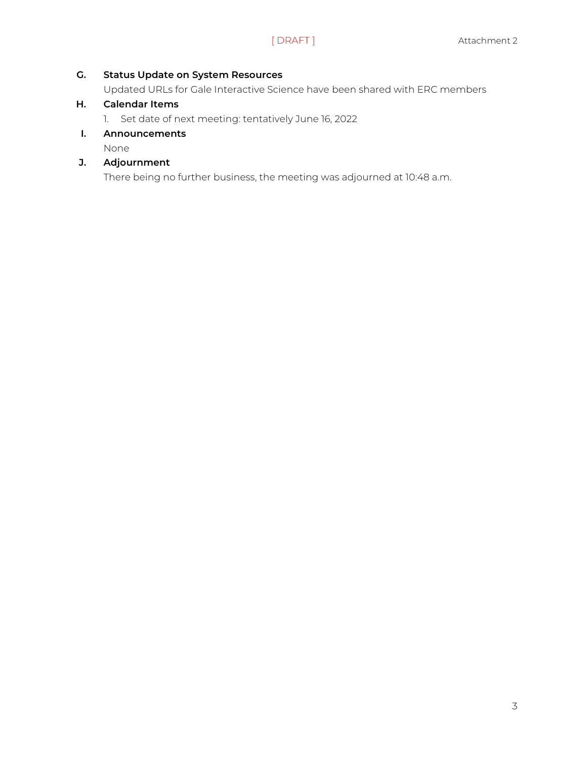### G. Status Update on System Resources

Updated URLs for Gale Interactive Science have been shared with ERC members

### H. Calendar Items

1. Set date of next meeting: tentatively June 16, 2022

### I. Announcements

None

### J. Adjournment

There being no further business, the meeting was adjourned at 10:48 a.m.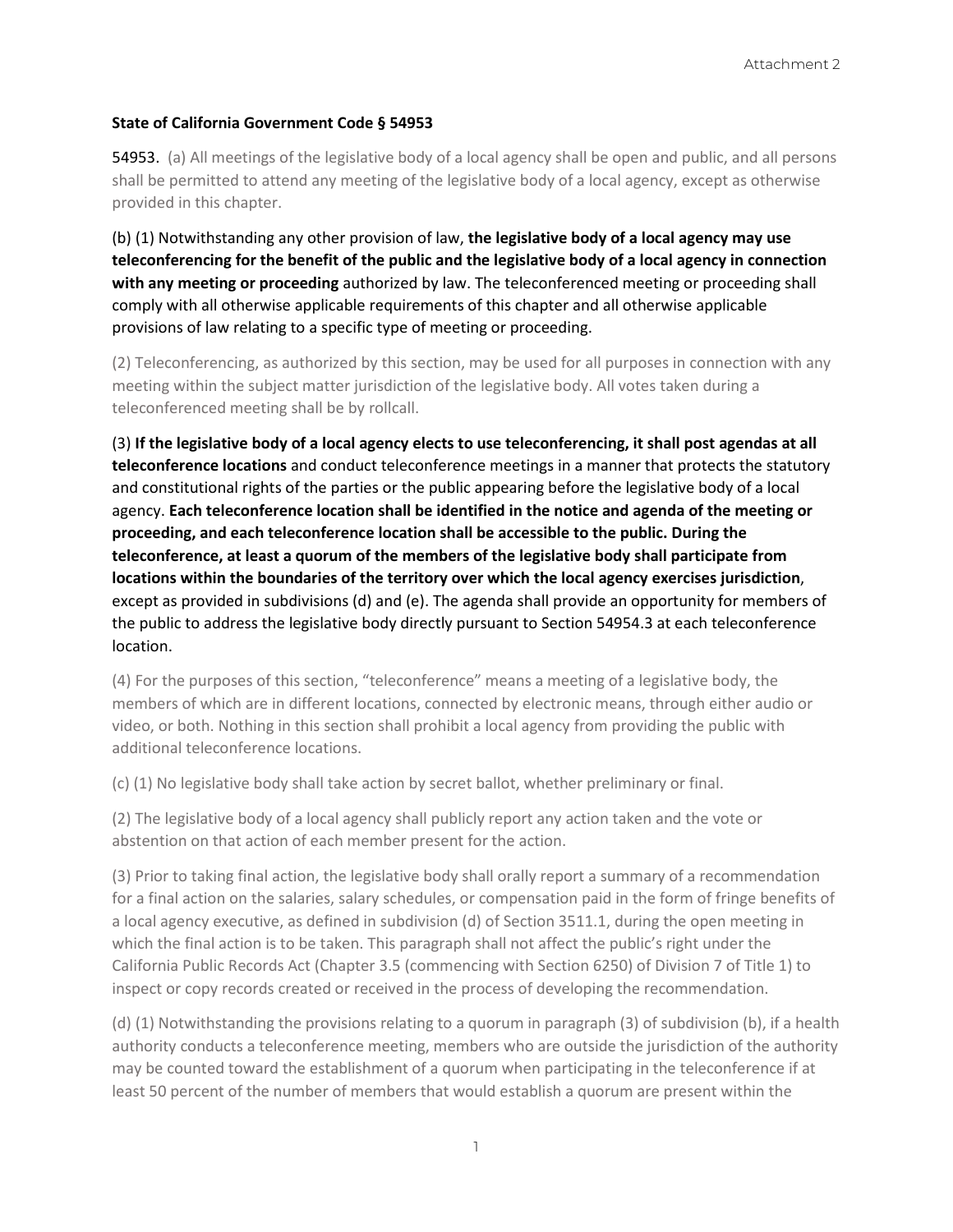**State of California Government Code § 54953**

54953. (a) All meetings of the legislative body of a local agency shall be open and public, and all persons shall be permitted to attend any meeting of the legislative body of a local agency, except as otherwise provided in this chapter.

(b) (1) Notwithstanding any other provision of law, **the legislative body of a local agency may use teleconferencing for the benefit of the public and the legislative body of a local agency in connection with any meeting or proceeding** authorized by law. The teleconferenced meeting or proceeding shall comply with all otherwise applicable requirements of this chapter and all otherwise applicable provisions of law relating to a specific type of meeting or proceeding.

(2) Teleconferencing, as authorized by this section, may be used for all purposes in connection with any meeting within the subject matter jurisdiction of the legislative body. All votes taken during a teleconferenced meeting shall be by rollcall.

(3) **If the legislative body of a local agency elects to use teleconferencing, it shall post agendas at all teleconference locations** and conduct teleconference meetings in a manner that protects the statutory and constitutional rights of the parties or the public appearing before the legislative body of a local agency. **Each teleconference location shall be identified in the notice and agenda of the meeting or proceeding, and each teleconference location shall be accessible to the public. During the teleconference, at least a quorum of the members of the legislative body shall participate from locations within the boundaries of the territory over which the local agency exercises jurisdiction**, except as provided in subdivisions (d) and (e). The agenda shall provide an opportunity for members of the public to address the legislative body directly pursuant to Section 54954.3 at each teleconference location.

(4) For the purposes of this section, "teleconference" means a meeting of a legislative body, the members of which are in different locations, connected by electronic means, through either audio or video, or both. Nothing in this section shall prohibit a local agency from providing the public with additional teleconference locations.

(c) (1) No legislative body shall take action by secret ballot, whether preliminary or final.

(2) The legislative body of a local agency shall publicly report any action taken and the vote or abstention on that action of each member present for the action.

(3) Prior to taking final action, the legislative body shall orally report a summary of a recommendation for a final action on the salaries, salary schedules, or compensation paid in the form of fringe benefits of a local agency executive, as defined in subdivision (d) of Section 3511.1, during the open meeting in which the final action is to be taken. This paragraph shall not affect the public's right under the California Public Records Act (Chapter 3.5 (commencing with Section 6250) of Division 7 of Title 1) to inspect or copy records created or received in the process of developing the recommendation.

(d) (1) Notwithstanding the provisions relating to a quorum in paragraph (3) of subdivision (b), if a health authority conducts a teleconference meeting, members who are outside the jurisdiction of the authority may be counted toward the establishment of a quorum when participating in the teleconference if at least 50 percent of the number of members that would establish a quorum are present within the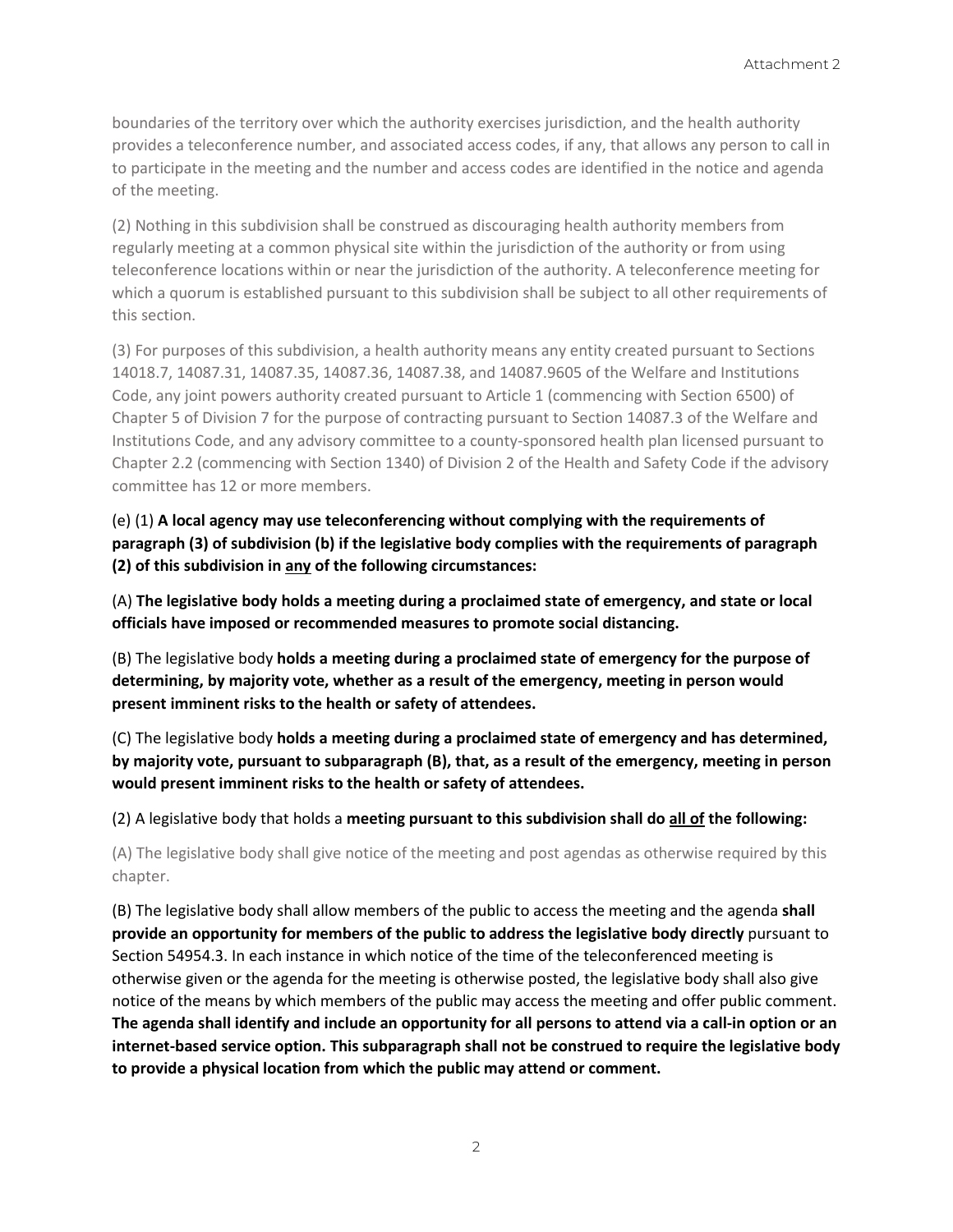boundaries of the territory over which the authority exercises jurisdiction, and the health authority provides a teleconference number, and associated access codes, if any, that allows any person to call in to participate in the meeting and the number and access codes are identified in the notice and agenda of the meeting.

(2) Nothing in this subdivision shall be construed as discouraging health authority members from regularly meeting at a common physical site within the jurisdiction of the authority or from using teleconference locations within or near the jurisdiction of the authority. A teleconference meeting for which a quorum is established pursuant to this subdivision shall be subject to all other requirements of this section.

(3) For purposes of this subdivision, a health authority means any entity created pursuant to Sections 14018.7, 14087.31, 14087.35, 14087.36, 14087.38, and 14087.9605 of the Welfare and Institutions Code, any joint powers authority created pursuant to Article 1 (commencing with Section 6500) of Chapter 5 of Division 7 for the purpose of contracting pursuant to Section 14087.3 of the Welfare and Institutions Code, and any advisory committee to a county-sponsored health plan licensed pursuant to Chapter 2.2 (commencing with Section 1340) of Division 2 of the Health and Safety Code if the advisory committee has 12 or more members.

(e) (1) **A local agency may use teleconferencing without complying with the requirements of paragraph (3) of subdivision (b) if the legislative body complies with the requirements of paragraph (2) of this subdivision in <u>any</u> of the following circumstances:**

(A) **The legislative body holds a meeting during a proclaimed state of emergency, and state or local officials have imposed or recommended measures to promote social distancing.**

(B) The legislative body **holds a meeting during a proclaimed state of emergency for the purpose of determining, by majority vote, whether as a result of the emergency, meeting in person would present imminent risks to the health or safety of attendees.**

(C) The legislative body **holds a meeting during a proclaimed state of emergency and has determined, by majority vote, pursuant to subparagraph (B), that, as a result of the emergency, meeting in person would present imminent risks to the health or safety of attendees.**

(2) A legislative body that holds a **meeting pursuant to this subdivision shall do <u>all of</u> the following:**

(A) The legislative body shall give notice of the meeting and post agendas as otherwise required by this chapter.

(B) The legislative body shall allow members of the public to access the meeting and the agenda **shall provide an opportunity for members of the public to address the legislative body directly** pursuant to Section 54954.3. In each instance in which notice of the time of the teleconferenced meeting is otherwise given or the agenda for the meeting is otherwise posted, the legislative body shall also give notice of the means by which members of the public may access the meeting and offer public comment. **The agenda shall identify and include an opportunity for all persons to attend via a call-in option or an internet-based service option. This subparagraph shall not be construed to require the legislative body to provide a physical location from which the public may attend or comment.**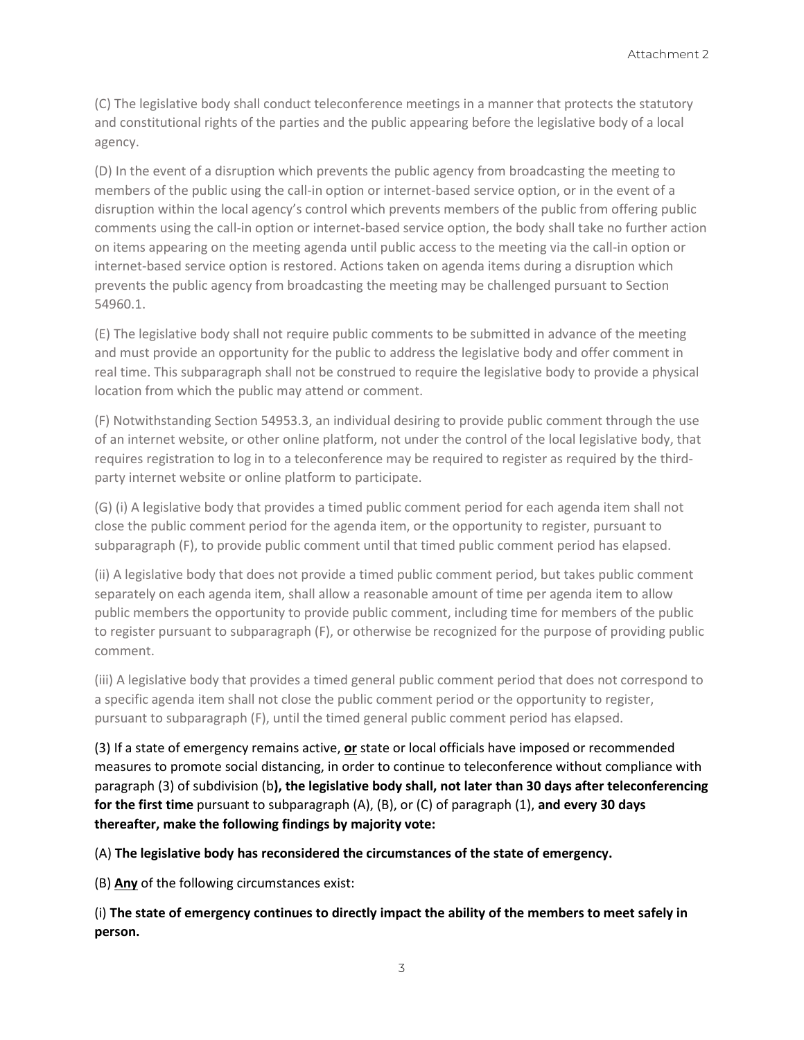(C) The legislative body shall conduct teleconference meetings in a manner that protects the statutory and constitutional rights of the parties and the public appearing before the legislative body of a local agency.

(D) In the event of a disruption which prevents the public agency from broadcasting the meeting to members of the public using the call-in option or internet-based service option, or in the event of a disruption within the local agency's control which prevents members of the public from offering public comments using the call-in option or internet-based service option, the body shall take no further action on items appearing on the meeting agenda until public access to the meeting via the call-in option or internet-based service option is restored. Actions taken on agenda items during a disruption which prevents the public agency from broadcasting the meeting may be challenged pursuant to Section 54960.1.

(E) The legislative body shall not require public comments to be submitted in advance of the meeting and must provide an opportunity for the public to address the legislative body and offer comment in real time. This subparagraph shall not be construed to require the legislative body to provide a physical location from which the public may attend or comment.

(F) Notwithstanding Section 54953.3, an individual desiring to provide public comment through the use of an internet website, or other online platform, not under the control of the local legislative body, that requires registration to log in to a teleconference may be required to register as required by the third-party internet website or online platform to participate.

(G) (i) A legislative body that provides a timed public comment period for each agenda item shall not close the public comment period for the agenda item, or the opportunity to register, pursuant to subparagraph (F), to provide public comment until that timed public comment period has elapsed.

(ii) A legislative body that does not provide a timed public comment period, but takes public comment separately on each agenda item, shall allow a reasonable amount of time per agenda item to allow public members the opportunity to provide public comment, including time for members of the public to register pursuant to subparagraph (F), or otherwise be recognized for the purpose of providing public comment.

(iii) A legislative body that provides a timed general public comment period that does not correspond to a specific agenda item shall not close the public comment period or the opportunity to register, pursuant to subparagraph (F), until the timed general public comment period has elapsed.

(3) If a state of emergency remains active, **<u>or</u>** state or local officials have imposed or recommended measures to promote social distancing, in order to continue to teleconference without compliance with paragraph (3) of subdivision (b**), the legislative body shall, not later than 30 days after teleconferencing for the first time** pursuant to subparagraph (A), (B), or (C) of paragraph (1), **and every 30 days thereafter, make the following findings by majority vote:**

(A) **The legislative body has reconsidered the circumstances of the state of emergency.**

(B) **<u>Any</u>** of the following circumstances exist:

(i) **The state of emergency continues to directly impact the ability of the members to meet safely in person.**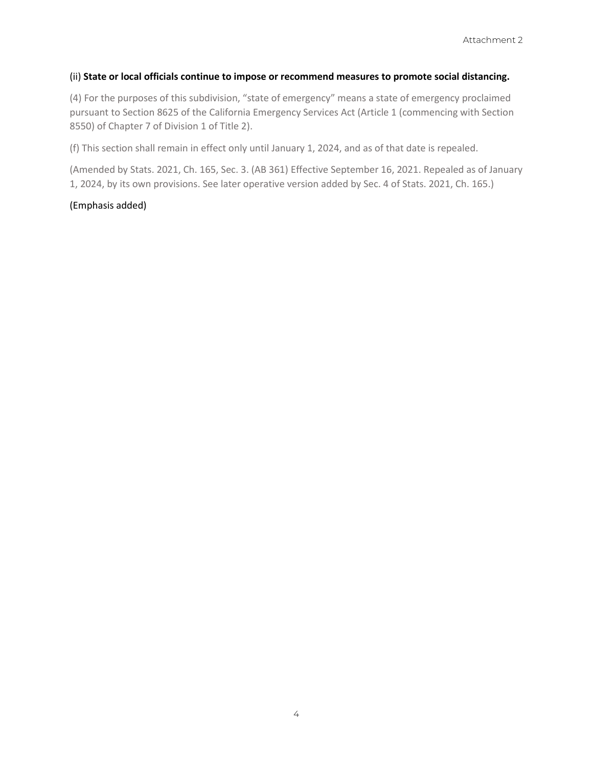(ii) **State or local officials continue to impose or recommend measures to promote social distancing.**

(4) For the purposes of this subdivision, "state of emergency" means a state of emergency proclaimed pursuant to Section 8625 of the California Emergency Services Act (Article 1 (commencing with Section 8550) of Chapter 7 of Division 1 of Title 2).

(f) This section shall remain in effect only until January 1, 2024, and as of that date is repealed.

(Amended by Stats. 2021, Ch. 165, Sec. 3. (AB 361) Effective September 16, 2021. Repealed as of January 1, 2024, by its own provisions. See later operative version added by Sec. 4 of Stats. 2021, Ch. 165.)

(Emphasis added)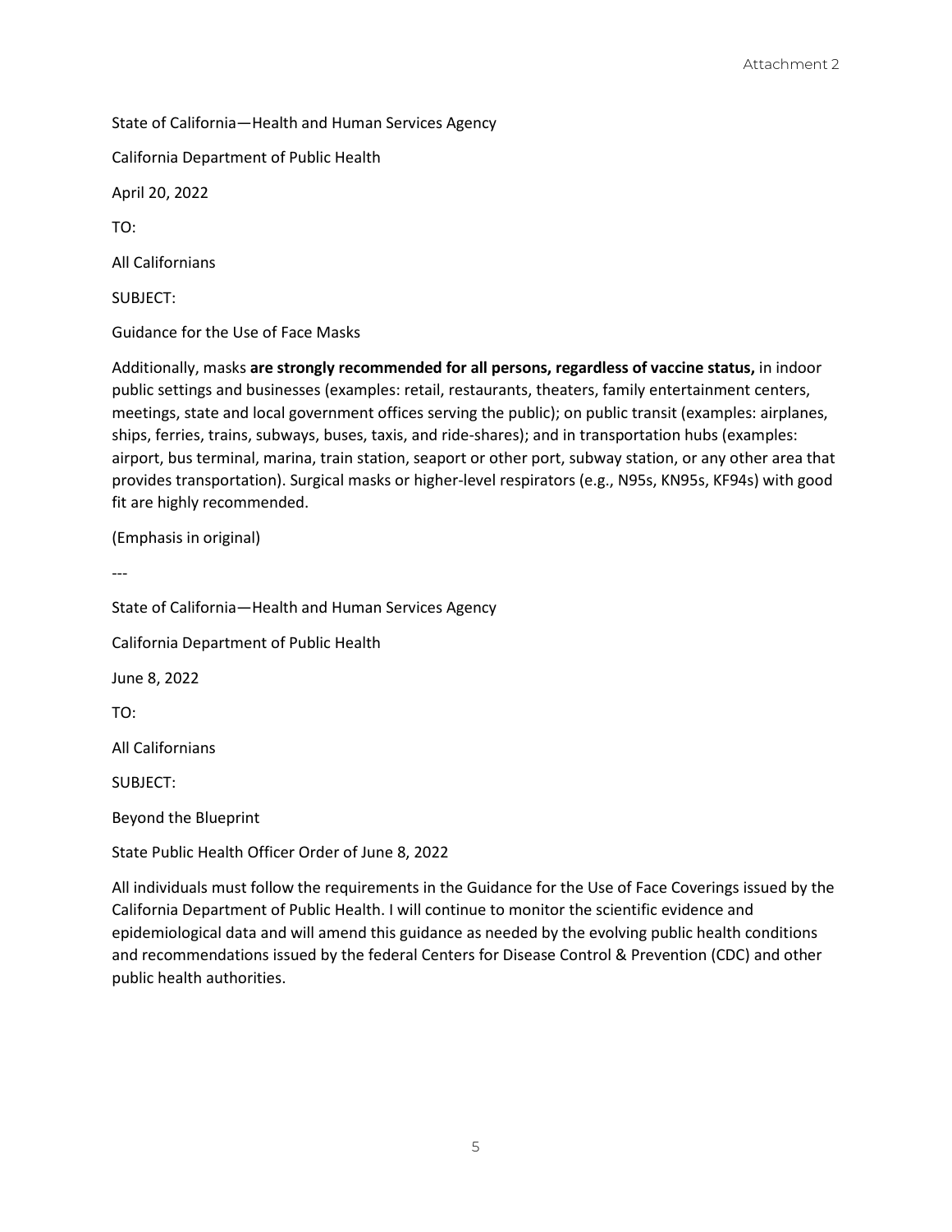State of California—Health and Human Services Agency

California Department of Public Health

April 20, 2022

TO:

All Californians

SUBJECT:

Guidance for the Use of Face Masks

Additionally, masks **are strongly recommended for all persons, regardless of vaccine status,** in indoor public settings and businesses (examples: retail, restaurants, theaters, family entertainment centers, meetings, state and local government offices serving the public); on public transit (examples: airplanes, ships, ferries, trains, subways, buses, taxis, and ride-shares); and in transportation hubs (examples: airport, bus terminal, marina, train station, seaport or other port, subway station, or any other area that provides transportation). Surgical masks or higher-level respirators (e.g., N95s, KN95s, KF94s) with good fit are highly recommended.

(Emphasis in original)

---

State of California—Health and Human Services Agency

California Department of Public Health

June 8, 2022

TO:

All Californians

SUBJECT:

Beyond the Blueprint

State Public Health Officer Order of June 8, 2022

All individuals must follow the requirements in the Guidance for the Use of Face Coverings issued by the California Department of Public Health. I will continue to monitor the scientific evidence and epidemiological data and will amend this guidance as needed by the evolving public health conditions and recommendations issued by the federal Centers for Disease Control & Prevention (CDC) and other public health authorities.